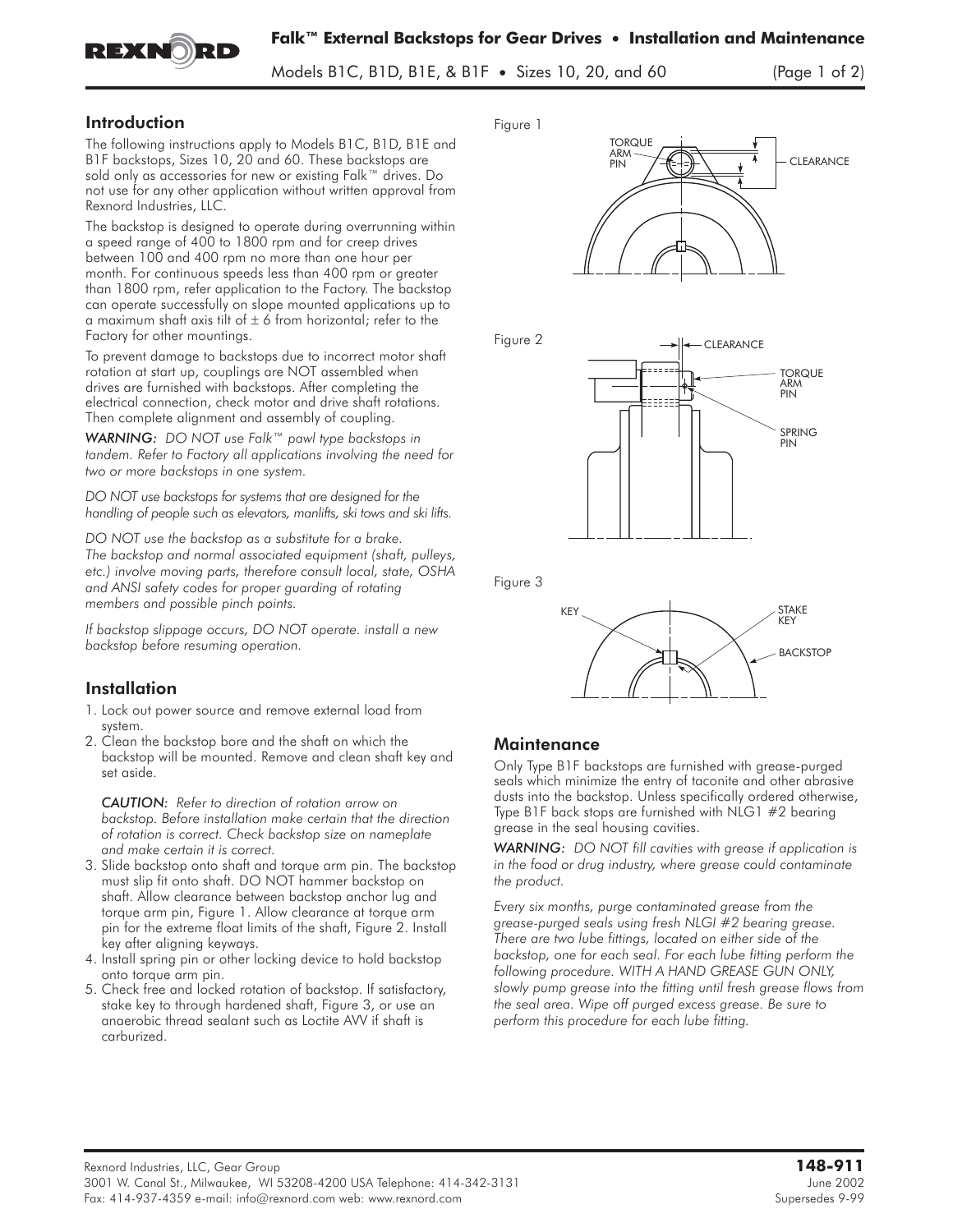# Falk™ External Backstops for Gear Drives • Installation and Maintenance

Models B1C, B1D, B1E, & B1F • Sizes 10, 20, and 60

## Introduction

The following instructions apply to Models B1C, B1D, B1E and B1F backstops, Sizes 10, 20 and 60. These backstops are sold only as accessories for new or existing Falk™ drives. Do not use for any other application without written approval from Rexnord Industries, LLC.

The backstop is designed to operate during overrunning within a speed range of 400 to 1800 rpm and for creep drives between 100 and 400 rpm no more than one hour per month. For continuous speeds less than 400 rpm or greater than 1800 rpm, refer application to the Factory. The backstop can operate successfully on slope mounted applications up to a maximum shaft axis tilt of ± 6 from horizontal; refer to the Factory for other mountings.

To prevent damage to backstops due to incorrect motor shaft rotation at start up, couplings are NOT assembled when drives are furnished with backstops. After completing the electrical connection, check motor and drive shaft rotations. Then complete alignment and assembly of coupling.

***WARNING:*** *DO NOT use Falk™ pawl type backstops in tandem. Refer to Factory all applications involving the need for two or more backstops in one system.*

*DO NOT use backstops for systems that are designed for the handling of people such as elevators, manlifts, ski tows and ski lifts.*

*DO NOT use the backstop as a substitute for a brake. The backstop and normal associated equipment (shaft, pulleys, etc.) involve moving parts, therefore consult local, state, OSHA and ANSI safety codes for proper guarding of rotating members and possible pinch points.*

*If backstop slippage occurs, DO NOT operate. install a new backstop before resuming operation.*

## Installation

1. Lock out power source and remove external load from system.
2. Clean the backstop bore and the shaft on which the backstop will be mounted. Remove and clean shaft key and set aside.

   ***CAUTION:*** *Refer to direction of rotation arrow on backstop. Before installation make certain that the direction of rotation is correct. Check backstop size on nameplate and make certain it is correct.*
3. Slide backstop onto shaft and torque arm pin. The backstop must slip fit onto shaft. DO NOT hammer backstop on shaft. Allow clearance between backstop anchor lug and torque arm pin, Figure 1. Allow clearance at torque arm pin for the extreme float limits of the shaft, Figure 2. Install key after aligning keyways.
4. Install spring pin or other locking device to hold backstop onto torque arm pin.
5. Check free and locked rotation of backstop. If satisfactory, stake key to through hardened shaft, Figure 3, or use an anaerobic thread sealant such as Loctite AVV if shaft is carburized.

Figure 1

TORQUE ARM PIN — CLEARANCE

Figure 2

CLEARANCE — TORQUE ARM PIN — SPRING PIN

Figure 3

KEY — STAKE KEY — BACKSTOP

## Maintenance

Only Type B1F backstops are furnished with grease-purged seals which minimize the entry of taconite and other abrasive dusts into the backstop. Unless specifically ordered otherwise, Type B1F back stops are furnished with NLG1 #2 bearing grease in the seal housing cavities.

***WARNING:*** *DO NOT fill cavities with grease if application is in the food or drug industry, where grease could contaminate the product.*

*Every six months, purge contaminated grease from the grease-purged seals using fresh NLGI #2 bearing grease. There are two lube fittings, located on either side of the backstop, one for each seal. For each lube fitting perform the following procedure. WITH A HAND GREASE GUN ONLY, slowly pump grease into the fitting until fresh grease flows from the seal area. Wipe off purged excess grease. Be sure to perform this procedure for each lube fitting.*

Rexnord Industries, LLC, Gear Group
3001 W. Canal St., Milwaukee, WI 53208-4200 USA Telephone: 414-342-3131
Fax: 414-937-4359 e-mail: info@rexnord.com web: www.rexnord.com

**148-911**
June 2002
Supersedes 9-99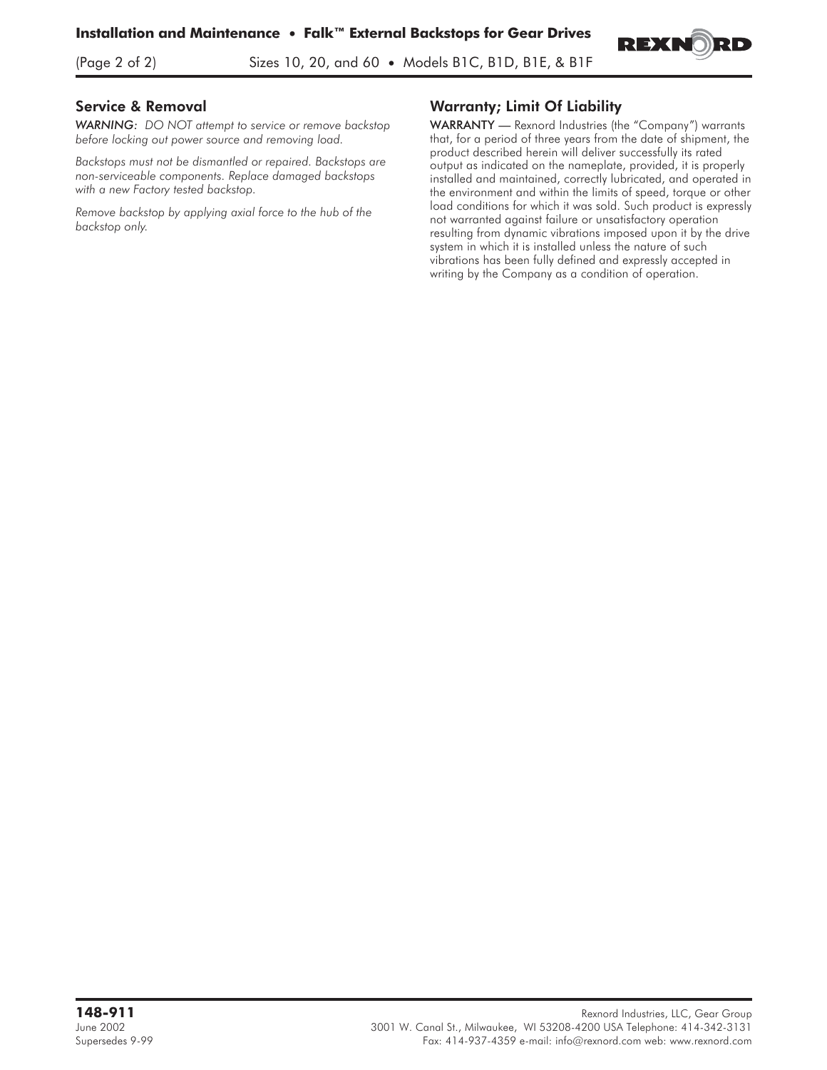## Service & Removal

*WARNING: DO NOT attempt to service or remove backstop before locking out power source and removing load.*

*Backstops must not be dismantled or repaired. Backstops are non-serviceable components. Replace damaged backstops with a new Factory tested backstop.*

*Remove backstop by applying axial force to the hub of the backstop only.*

## Warranty; Limit Of Liability

WARRANTY — Rexnord Industries (the "Company") warrants that, for a period of three years from the date of shipment, the product described herein will deliver successfully its rated output as indicated on the nameplate, provided, it is properly installed and maintained, correctly lubricated, and operated in the environment and within the limits of speed, torque or other load conditions for which it was sold. Such product is expressly not warranted against failure or unsatisfactory operation resulting from dynamic vibrations imposed upon it by the drive system in which it is installed unless the nature of such vibrations has been fully defined and expressly accepted in writing by the Company as a condition of operation.

**148-911**
June 2002
Supersedes 9-99

Rexnord Industries, LLC, Gear Group
3001 W. Canal St., Milwaukee, WI 53208-4200 USA Telephone: 414-342-3131
Fax: 414-937-4359 e-mail: info@rexnord.com web: www.rexnord.com